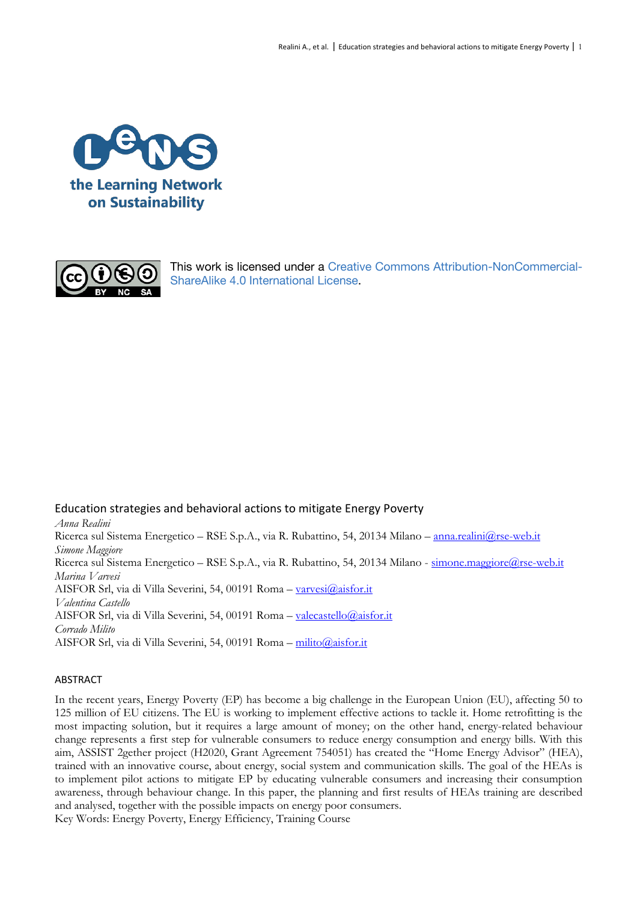the Learning Network on Sustainability

This work is licensed under a Creative Commons Attribution-NonCommercial-ShareAlike 4.0 International License.

# Education strategies and behavioral actions to mitigate Energy Poverty

*Anna Realini*
Ricerca sul Sistema Energetico – RSE S.p.A., via R. Rubattino, 54, 20134 Milano – anna.realini@rse-web.it
*Simone Maggiore*
Ricerca sul Sistema Energetico – RSE S.p.A., via R. Rubattino, 54, 20134 Milano - simone.maggiore@rse-web.it
*Marina Varvesi*
AISFOR Srl, via di Villa Severini, 54, 00191 Roma – varvesi@aisfor.it
*Valentina Castello*
AISFOR Srl, via di Villa Severini, 54, 00191 Roma – valecastello@aisfor.it
*Corrado Milito*
AISFOR Srl, via di Villa Severini, 54, 00191 Roma – milito@aisfor.it

## ABSTRACT

In the recent years, Energy Poverty (EP) has become a big challenge in the European Union (EU), affecting 50 to 125 million of EU citizens. The EU is working to implement effective actions to tackle it. Home retrofitting is the most impacting solution, but it requires a large amount of money; on the other hand, energy-related behaviour change represents a first step for vulnerable consumers to reduce energy consumption and energy bills. With this aim, ASSIST 2gether project (H2020, Grant Agreement 754051) has created the "Home Energy Advisor" (HEA), trained with an innovative course, about energy, social system and communication skills. The goal of the HEAs is to implement pilot actions to mitigate EP by educating vulnerable consumers and increasing their consumption awareness, through behaviour change. In this paper, the planning and first results of HEAs training are described and analysed, together with the possible impacts on energy poor consumers.

Key Words: Energy Poverty, Energy Efficiency, Training Course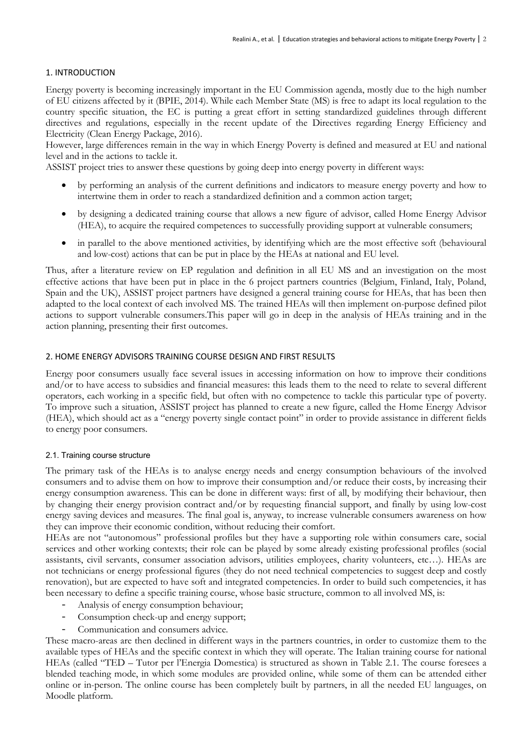## 1. INTRODUCTION

Energy poverty is becoming increasingly important in the EU Commission agenda, mostly due to the high number of EU citizens affected by it (BPIE, 2014). While each Member State (MS) is free to adapt its local regulation to the country specific situation, the EC is putting a great effort in setting standardized guidelines through different directives and regulations, especially in the recent update of the Directives regarding Energy Efficiency and Electricity (Clean Energy Package, 2016).

However, large differences remain in the way in which Energy Poverty is defined and measured at EU and national level and in the actions to tackle it.

ASSIST project tries to answer these questions by going deep into energy poverty in different ways:

- by performing an analysis of the current definitions and indicators to measure energy poverty and how to intertwine them in order to reach a standardized definition and a common action target;
- by designing a dedicated training course that allows a new figure of advisor, called Home Energy Advisor (HEA), to acquire the required competences to successfully providing support at vulnerable consumers;
- in parallel to the above mentioned activities, by identifying which are the most effective soft (behavioural and low-cost) actions that can be put in place by the HEAs at national and EU level.

Thus, after a literature review on EP regulation and definition in all EU MS and an investigation on the most effective actions that have been put in place in the 6 project partners countries (Belgium, Finland, Italy, Poland, Spain and the UK), ASSIST project partners have designed a general training course for HEAs, that has been then adapted to the local context of each involved MS. The trained HEAs will then implement on-purpose defined pilot actions to support vulnerable consumers.This paper will go in deep in the analysis of HEAs training and in the action planning, presenting their first outcomes.

## 2. HOME ENERGY ADVISORS TRAINING COURSE DESIGN AND FIRST RESULTS

Energy poor consumers usually face several issues in accessing information on how to improve their conditions and/or to have access to subsidies and financial measures: this leads them to the need to relate to several different operators, each working in a specific field, but often with no competence to tackle this particular type of poverty. To improve such a situation, ASSIST project has planned to create a new figure, called the Home Energy Advisor (HEA), which should act as a "energy poverty single contact point" in order to provide assistance in different fields to energy poor consumers.

### 2.1. Training course structure

The primary task of the HEAs is to analyse energy needs and energy consumption behaviours of the involved consumers and to advise them on how to improve their consumption and/or reduce their costs, by increasing their energy consumption awareness. This can be done in different ways: first of all, by modifying their behaviour, then by changing their energy provision contract and/or by requesting financial support, and finally by using low-cost energy saving devices and measures. The final goal is, anyway, to increase vulnerable consumers awareness on how they can improve their economic condition, without reducing their comfort.

HEAs are not "autonomous" professional profiles but they have a supporting role within consumers care, social services and other working contexts; their role can be played by some already existing professional profiles (social assistants, civil servants, consumer association advisors, utilities employees, charity volunteers, etc…). HEAs are not technicians or energy professional figures (they do not need technical competencies to suggest deep and costly renovation), but are expected to have soft and integrated competencies. In order to build such competencies, it has been necessary to define a specific training course, whose basic structure, common to all involved MS, is:

- Analysis of energy consumption behaviour;
- Consumption check-up and energy support;
- Communication and consumers advice.

These macro-areas are then declined in different ways in the partners countries, in order to customize them to the available types of HEAs and the specific context in which they will operate. The Italian training course for national HEAs (called "TED – Tutor per l'Energia Domestica) is structured as shown in Table 2.1. The course foresees a blended teaching mode, in which some modules are provided online, while some of them can be attended either online or in-person. The online course has been completely built by partners, in all the needed EU languages, on Moodle platform.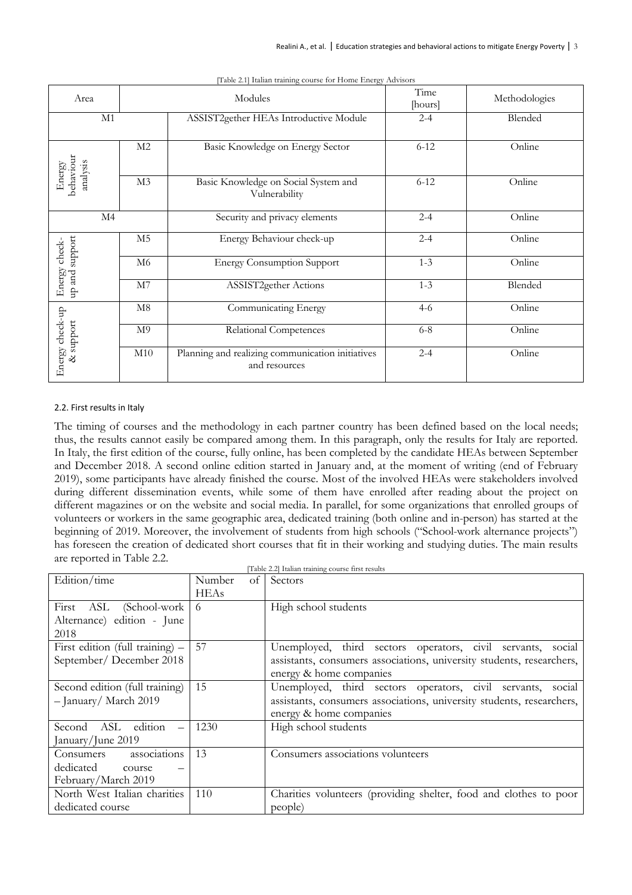[Table 2.1] Italian training course for Home Energy Advisors

| Area | Modules | | Time [hours] | Methodologies |
|---|---|---|---|---|
| M1 | | ASSIST2gether HEAs Introductive Module | 2-4 | Blended |
| Energy behaviour analysis | M2 | Basic Knowledge on Energy Sector | 6-12 | Online |
| | M3 | Basic Knowledge on Social System and Vulnerability | 6-12 | Online |
| M4 | | Security and privacy elements | 2-4 | Online |
| Energy check-up and support | M5 | Energy Behaviour check-up | 2-4 | Online |
| | M6 | Energy Consumption Support | 1-3 | Online |
| | M7 | ASSIST2gether Actions | 1-3 | Blended |
| Energy check-up & support | M8 | Communicating Energy | 4-6 | Online |
| | M9 | Relational Competences | 6-8 | Online |
| | M10 | Planning and realizing communication initiatives and resources | 2-4 | Online |

### 2.2. First results in Italy

The timing of courses and the methodology in each partner country has been defined based on the local needs; thus, the results cannot easily be compared among them. In this paragraph, only the results for Italy are reported. In Italy, the first edition of the course, fully online, has been completed by the candidate HEAs between September and December 2018. A second online edition started in January and, at the moment of writing (end of February 2019), some participants have already finished the course. Most of the involved HEAs were stakeholders involved during different dissemination events, while some of them have enrolled after reading about the project on different magazines or on the website and social media. In parallel, for some organizations that enrolled groups of volunteers or workers in the same geographic area, dedicated training (both online and in-person) has started at the beginning of 2019. Moreover, the involvement of students from high schools ("School-work alternance projects") has foreseen the creation of dedicated short courses that fit in their working and studying duties. The main results are reported in Table 2.2.

[Table 2.2] Italian training course first results

| Edition/time | Number of HEAs | Sectors |
|---|---|---|
| First ASL (School-work Alternance) edition - June 2018 | 6 | High school students |
| First edition (full training) – September/ December 2018 | 57 | Unemployed, third sectors operators, civil servants, social assistants, consumers associations, university students, researchers, energy & home companies |
| Second edition (full training) – January/ March 2019 | 15 | Unemployed, third sectors operators, civil servants, social assistants, consumers associations, university students, researchers, energy & home companies |
| Second ASL edition – January/June 2019 | 1230 | High school students |
| Consumers associations dedicated course – February/March 2019 | 13 | Consumers associations volunteers |
| North West Italian charities dedicated course | 110 | Charities volunteers (providing shelter, food and clothes to poor people) |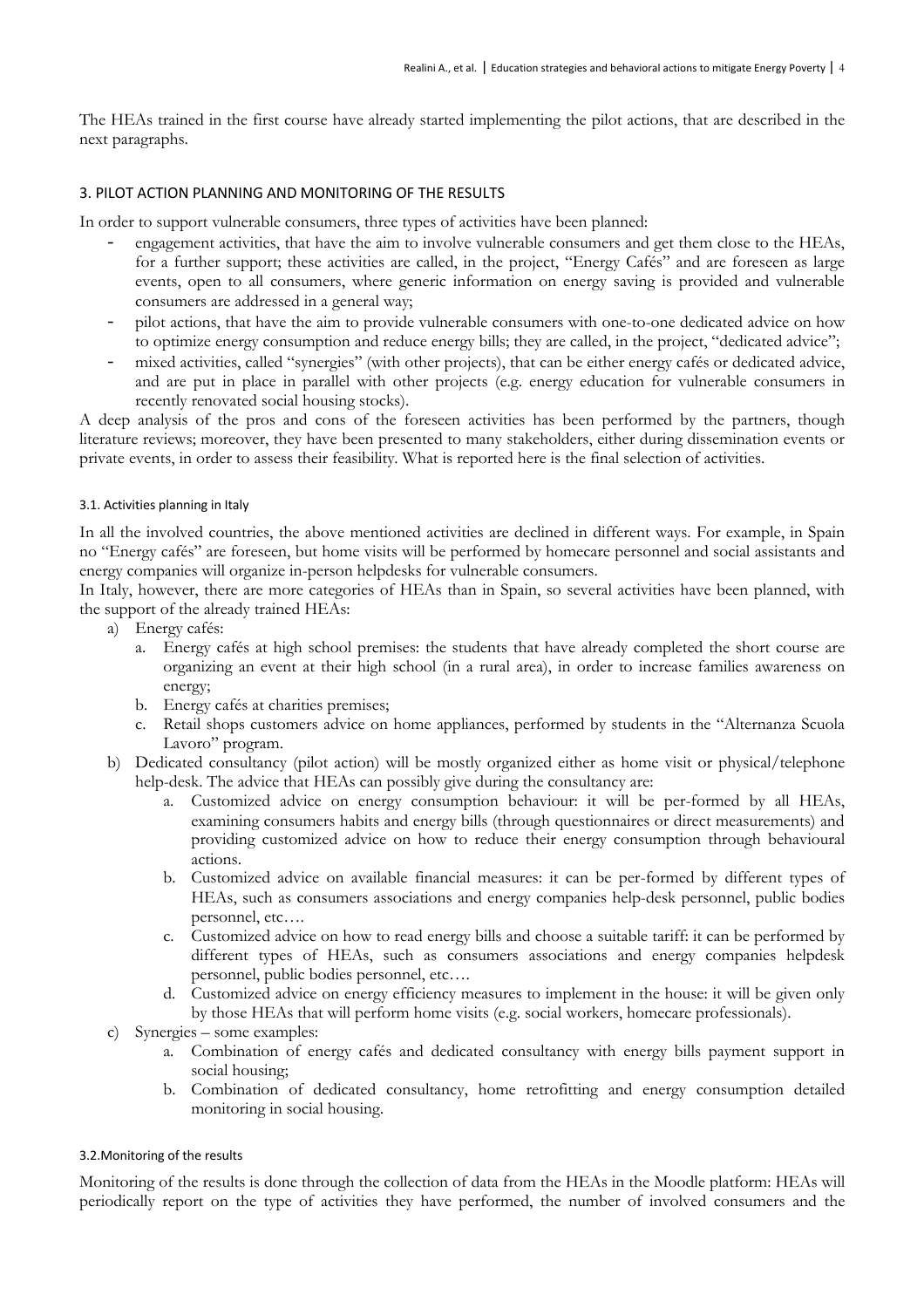The HEAs trained in the first course have already started implementing the pilot actions, that are described in the next paragraphs.

## 3. PILOT ACTION PLANNING AND MONITORING OF THE RESULTS

In order to support vulnerable consumers, three types of activities have been planned:

- engagement activities, that have the aim to involve vulnerable consumers and get them close to the HEAs, for a further support; these activities are called, in the project, "Energy Cafés" and are foreseen as large events, open to all consumers, where generic information on energy saving is provided and vulnerable consumers are addressed in a general way;
- pilot actions, that have the aim to provide vulnerable consumers with one-to-one dedicated advice on how to optimize energy consumption and reduce energy bills; they are called, in the project, "dedicated advice";
- mixed activities, called "synergies" (with other projects), that can be either energy cafés or dedicated advice, and are put in place in parallel with other projects (e.g. energy education for vulnerable consumers in recently renovated social housing stocks).

A deep analysis of the pros and cons of the foreseen activities has been performed by the partners, though literature reviews; moreover, they have been presented to many stakeholders, either during dissemination events or private events, in order to assess their feasibility. What is reported here is the final selection of activities.

### 3.1. Activities planning in Italy

In all the involved countries, the above mentioned activities are declined in different ways. For example, in Spain no "Energy cafés" are foreseen, but home visits will be performed by homecare personnel and social assistants and energy companies will organize in-person helpdesks for vulnerable consumers.

In Italy, however, there are more categories of HEAs than in Spain, so several activities have been planned, with the support of the already trained HEAs:

a) Energy cafés:
   a. Energy cafés at high school premises: the students that have already completed the short course are organizing an event at their high school (in a rural area), in order to increase families awareness on energy;
   b. Energy cafés at charities premises;
   c. Retail shops customers advice on home appliances, performed by students in the "Alternanza Scuola Lavoro" program.

b) Dedicated consultancy (pilot action) will be mostly organized either as home visit or physical/telephone help-desk. The advice that HEAs can possibly give during the consultancy are:
   a. Customized advice on energy consumption behaviour: it will be per-formed by all HEAs, examining consumers habits and energy bills (through questionnaires or direct measurements) and providing customized advice on how to reduce their energy consumption through behavioural actions.
   b. Customized advice on available financial measures: it can be per-formed by different types of HEAs, such as consumers associations and energy companies help-desk personnel, public bodies personnel, etc….
   c. Customized advice on how to read energy bills and choose a suitable tariff: it can be performed by different types of HEAs, such as consumers associations and energy companies helpdesk personnel, public bodies personnel, etc….
   d. Customized advice on energy efficiency measures to implement in the house: it will be given only by those HEAs that will perform home visits (e.g. social workers, homecare professionals).

c) Synergies – some examples:
   a. Combination of energy cafés and dedicated consultancy with energy bills payment support in social housing;
   b. Combination of dedicated consultancy, home retrofitting and energy consumption detailed monitoring in social housing.

### 3.2. Monitoring of the results

Monitoring of the results is done through the collection of data from the HEAs in the Moodle platform: HEAs will periodically report on the type of activities they have performed, the number of involved consumers and the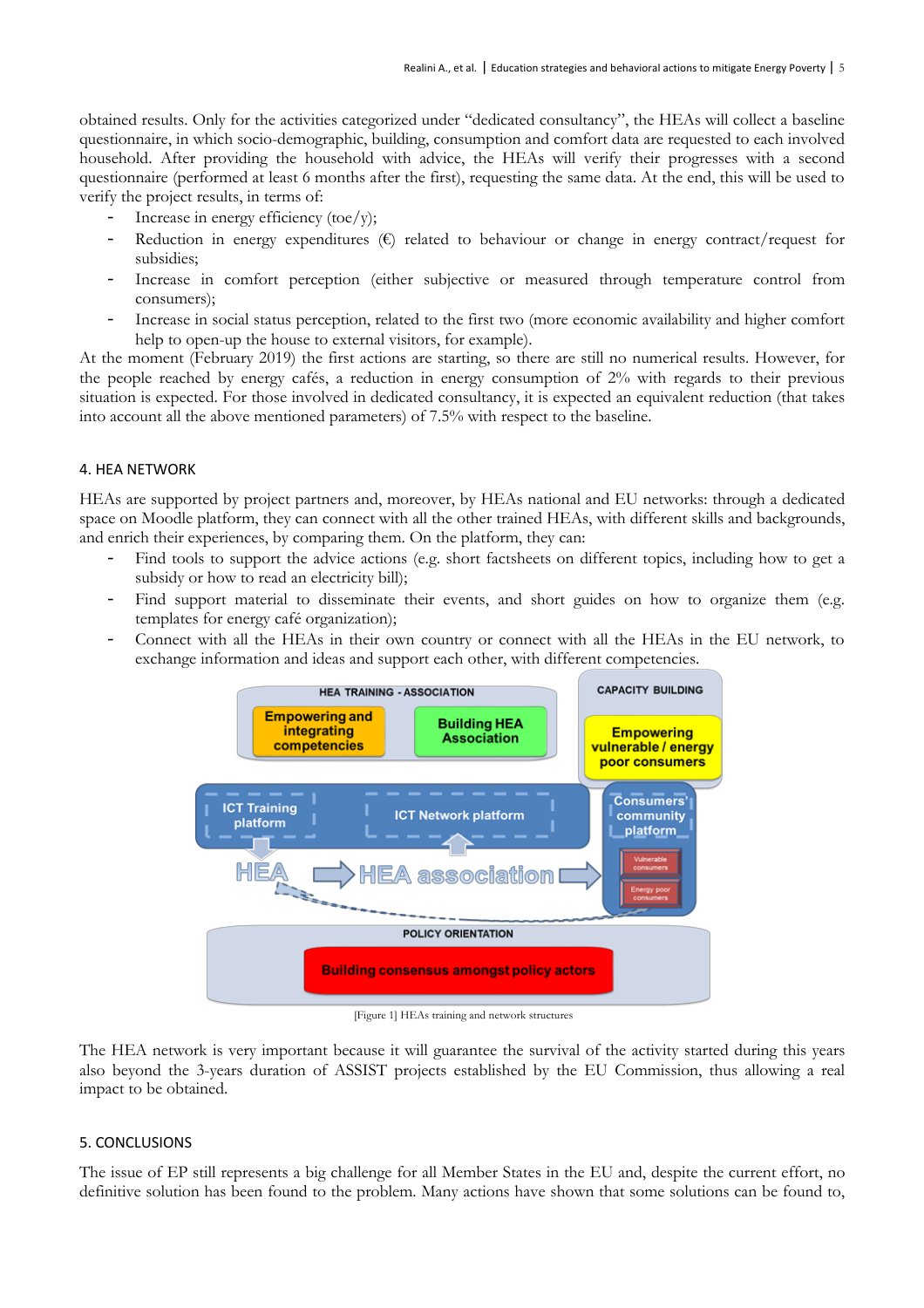obtained results. Only for the activities categorized under "dedicated consultancy", the HEAs will collect a baseline questionnaire, in which socio-demographic, building, consumption and comfort data are requested to each involved household. After providing the household with advice, the HEAs will verify their progresses with a second questionnaire (performed at least 6 months after the first), requesting the same data. At the end, this will be used to verify the project results, in terms of:

- Increase in energy efficiency (toe/y);
- Reduction in energy expenditures (€) related to behaviour or change in energy contract/request for subsidies;
- Increase in comfort perception (either subjective or measured through temperature control from consumers);
- Increase in social status perception, related to the first two (more economic availability and higher comfort help to open-up the house to external visitors, for example).

At the moment (February 2019) the first actions are starting, so there are still no numerical results. However, for the people reached by energy cafés, a reduction in energy consumption of 2% with regards to their previous situation is expected. For those involved in dedicated consultancy, it is expected an equivalent reduction (that takes into account all the above mentioned parameters) of 7.5% with respect to the baseline.

## 4. HEA NETWORK

HEAs are supported by project partners and, moreover, by HEAs national and EU networks: through a dedicated space on Moodle platform, they can connect with all the other trained HEAs, with different skills and backgrounds, and enrich their experiences, by comparing them. On the platform, they can:

- Find tools to support the advice actions (e.g. short factsheets on different topics, including how to get a subsidy or how to read an electricity bill);
- Find support material to disseminate their events, and short guides on how to organize them (e.g. templates for energy café organization);
- Connect with all the HEAs in their own country or connect with all the HEAs in the EU network, to exchange information and ideas and support each other, with different competencies.

HEA TRAINING - ASSOCIATION | Empowering and integrating competencies | Building HEA Association | CAPACITY BUILDING | Empowering vulnerable / energy poor consumers | ICT Training platform | ICT Network platform | Consumers' community platform | HEA | HEA association | Vulnerable consumers | Energy poor consumers | POLICY ORIENTATION | Building consensus amongst policy actors

[Figure 1] HEAs training and network structures

The HEA network is very important because it will guarantee the survival of the activity started during this years also beyond the 3-years duration of ASSIST projects established by the EU Commission, thus allowing a real impact to be obtained.

## 5. CONCLUSIONS

The issue of EP still represents a big challenge for all Member States in the EU and, despite the current effort, no definitive solution has been found to the problem. Many actions have shown that some solutions can be found to,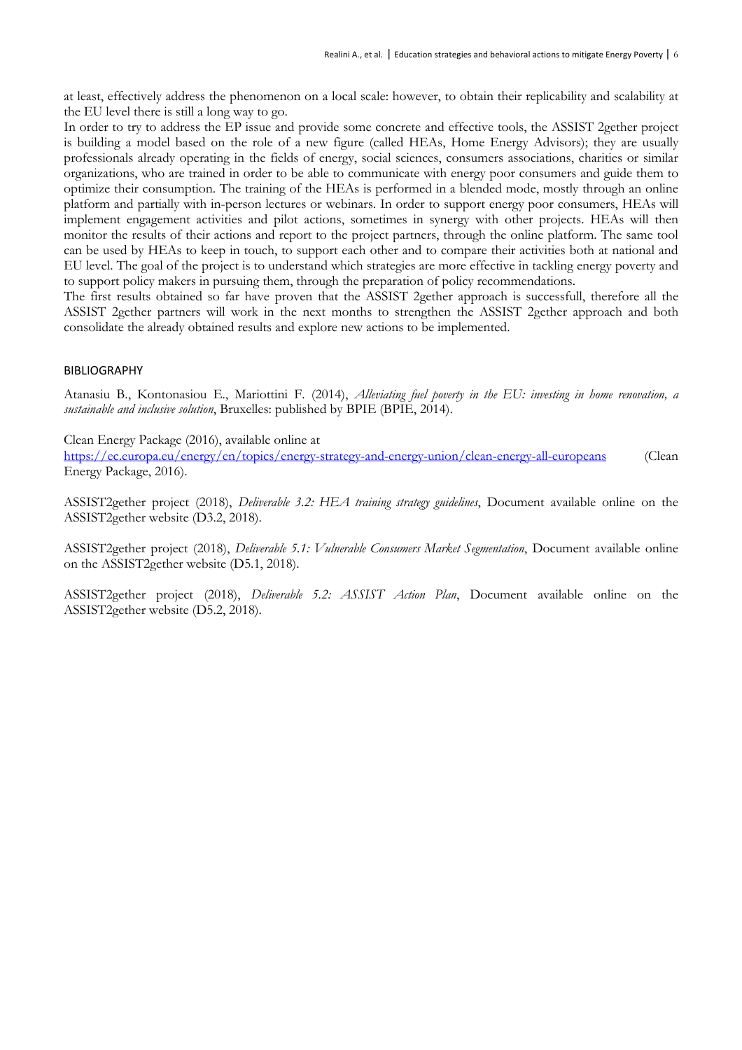at least, effectively address the phenomenon on a local scale: however, to obtain their replicability and scalability at the EU level there is still a long way to go.

In order to try to address the EP issue and provide some concrete and effective tools, the ASSIST 2gether project is building a model based on the role of a new figure (called HEAs, Home Energy Advisors); they are usually professionals already operating in the fields of energy, social sciences, consumers associations, charities or similar organizations, who are trained in order to be able to communicate with energy poor consumers and guide them to optimize their consumption. The training of the HEAs is performed in a blended mode, mostly through an online platform and partially with in-person lectures or webinars. In order to support energy poor consumers, HEAs will implement engagement activities and pilot actions, sometimes in synergy with other projects. HEAs will then monitor the results of their actions and report to the project partners, through the online platform. The same tool can be used by HEAs to keep in touch, to support each other and to compare their activities both at national and EU level. The goal of the project is to understand which strategies are more effective in tackling energy poverty and to support policy makers in pursuing them, through the preparation of policy recommendations.

The first results obtained so far have proven that the ASSIST 2gether approach is successfull, therefore all the ASSIST 2gether partners will work in the next months to strengthen the ASSIST 2gether approach and both consolidate the already obtained results and explore new actions to be implemented.

## BIBLIOGRAPHY

Atanasiu B., Kontonasiou E., Mariottini F. (2014), *Alleviating fuel poverty in the EU: investing in home renovation, a sustainable and inclusive solution*, Bruxelles: published by BPIE (BPIE, 2014).

Clean Energy Package (2016), available online at https://ec.europa.eu/energy/en/topics/energy-strategy-and-energy-union/clean-energy-all-europeans (Clean Energy Package, 2016).

ASSIST2gether project (2018), *Deliverable 3.2: HEA training strategy guidelines*, Document available online on the ASSIST2gether website (D3.2, 2018).

ASSIST2gether project (2018), *Deliverable 5.1: Vulnerable Consumers Market Segmentation*, Document available online on the ASSIST2gether website (D5.1, 2018).

ASSIST2gether project (2018), *Deliverable 5.2: ASSIST Action Plan*, Document available online on the ASSIST2gether website (D5.2, 2018).